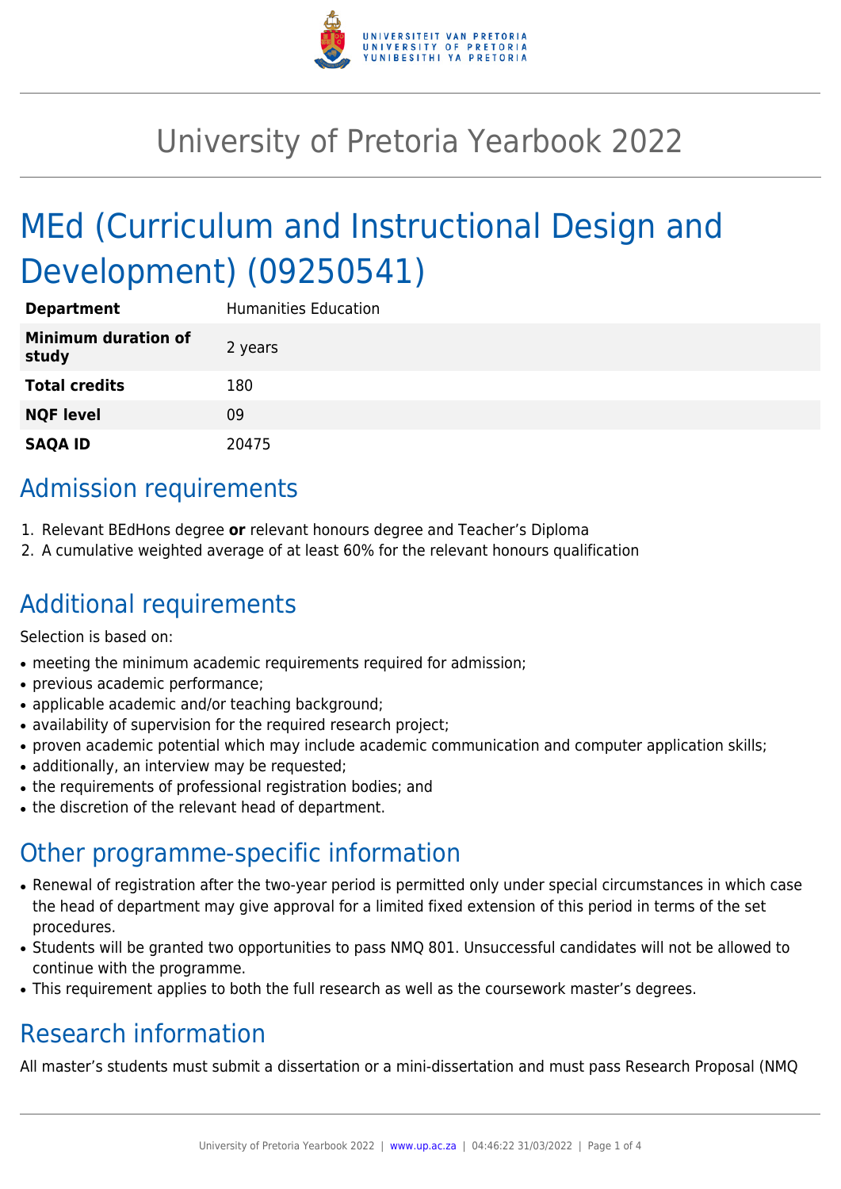# University of Pretoria Yearbook 2022

# MEd (Curriculum and Instructional Design and Development) (09250541)

| **Department** | Humanities Education |
| --- | --- |
| **Minimum duration of study** | 2 years |
| **Total credits** | 180 |
| **NQF level** | 09 |
| **SAQA ID** | 20475 |

## Admission requirements

1. Relevant BEdHons degree **or** relevant honours degree and Teacher's Diploma
2. A cumulative weighted average of at least 60% for the relevant honours qualification

## Additional requirements

Selection is based on:

- meeting the minimum academic requirements required for admission;
- previous academic performance;
- applicable academic and/or teaching background;
- availability of supervision for the required research project;
- proven academic potential which may include academic communication and computer application skills;
- additionally, an interview may be requested;
- the requirements of professional registration bodies; and
- the discretion of the relevant head of department.

## Other programme-specific information

- Renewal of registration after the two-year period is permitted only under special circumstances in which case the head of department may give approval for a limited fixed extension of this period in terms of the set procedures.
- Students will be granted two opportunities to pass NMQ 801. Unsuccessful candidates will not be allowed to continue with the programme.
- This requirement applies to both the full research as well as the coursework master's degrees.

## Research information

All master's students must submit a dissertation or a mini-dissertation and must pass Research Proposal (NMQ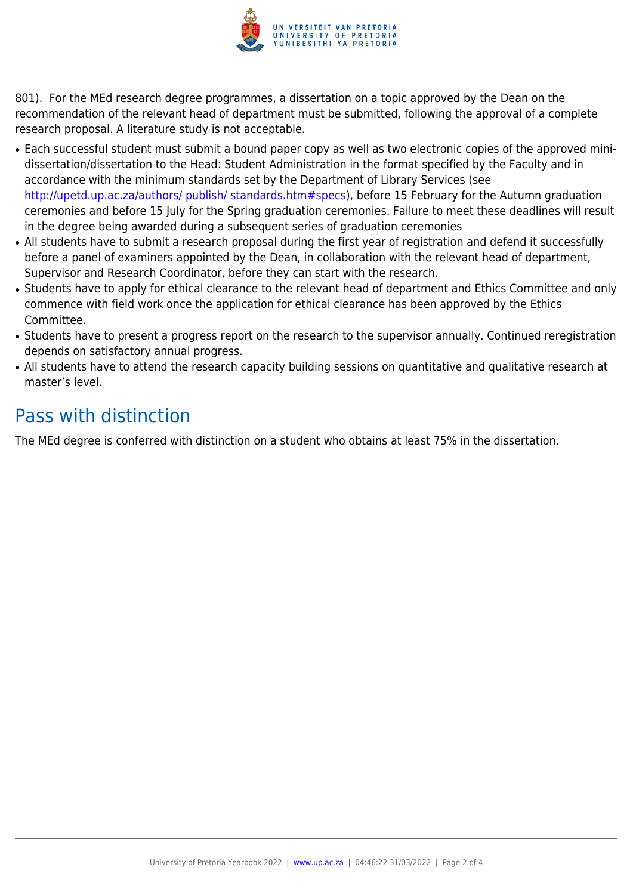801).  For the MEd research degree programmes, a dissertation on a topic approved by the Dean on the recommendation of the relevant head of department must be submitted, following the approval of a complete research proposal. A literature study is not acceptable.

- Each successful student must submit a bound paper copy as well as two electronic copies of the approved mini-dissertation/dissertation to the Head: Student Administration in the format specified by the Faculty and in accordance with the minimum standards set by the Department of Library Services (see http://upetd.up.ac.za/authors/ publish/ standards.htm#specs), before 15 February for the Autumn graduation ceremonies and before 15 July for the Spring graduation ceremonies. Failure to meet these deadlines will result in the degree being awarded during a subsequent series of graduation ceremonies
- All students have to submit a research proposal during the first year of registration and defend it successfully before a panel of examiners appointed by the Dean, in collaboration with the relevant head of department, Supervisor and Research Coordinator, before they can start with the research.
- Students have to apply for ethical clearance to the relevant head of department and Ethics Committee and only commence with field work once the application for ethical clearance has been approved by the Ethics Committee.
- Students have to present a progress report on the research to the supervisor annually. Continued reregistration depends on satisfactory annual progress.
- All students have to attend the research capacity building sessions on quantitative and qualitative research at master's level.

## Pass with distinction

The MEd degree is conferred with distinction on a student who obtains at least 75% in the dissertation.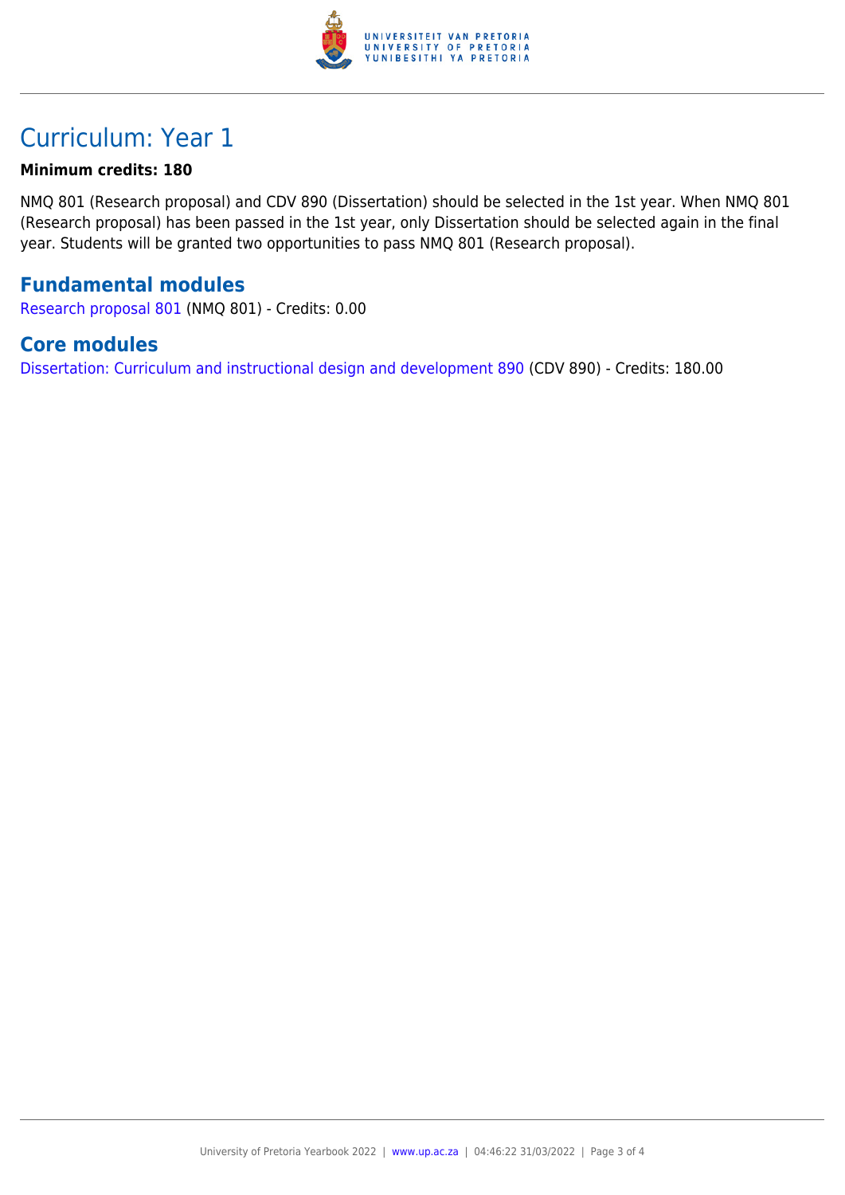# Curriculum: Year 1

**Minimum credits: 180**

NMQ 801 (Research proposal) and CDV 890 (Dissertation) should be selected in the 1st year. When NMQ 801 (Research proposal) has been passed in the 1st year, only Dissertation should be selected again in the final year. Students will be granted two opportunities to pass NMQ 801 (Research proposal).

## Fundamental modules

Research proposal 801 (NMQ 801) - Credits: 0.00

## Core modules

Dissertation: Curriculum and instructional design and development 890 (CDV 890) - Credits: 180.00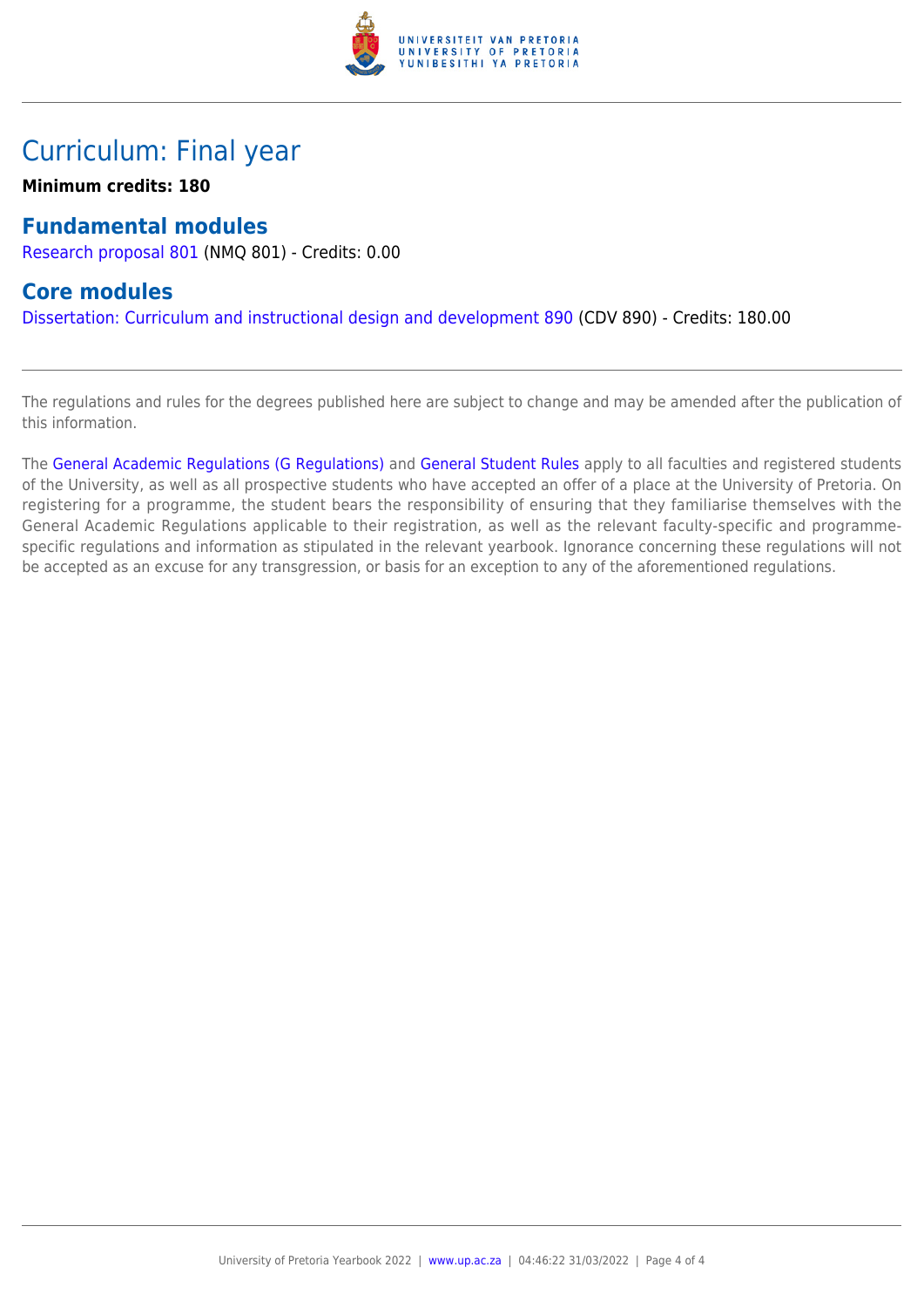# Curriculum: Final year

**Minimum credits: 180**

## Fundamental modules

Research proposal 801 (NMQ 801) - Credits: 0.00

## Core modules

Dissertation: Curriculum and instructional design and development 890 (CDV 890) - Credits: 180.00

---

The regulations and rules for the degrees published here are subject to change and may be amended after the publication of this information.

The General Academic Regulations (G Regulations) and General Student Rules apply to all faculties and registered students of the University, as well as all prospective students who have accepted an offer of a place at the University of Pretoria. On registering for a programme, the student bears the responsibility of ensuring that they familiarise themselves with the General Academic Regulations applicable to their registration, as well as the relevant faculty-specific and programme-specific regulations and information as stipulated in the relevant yearbook. Ignorance concerning these regulations will not be accepted as an excuse for any transgression, or basis for an exception to any of the aforementioned regulations.